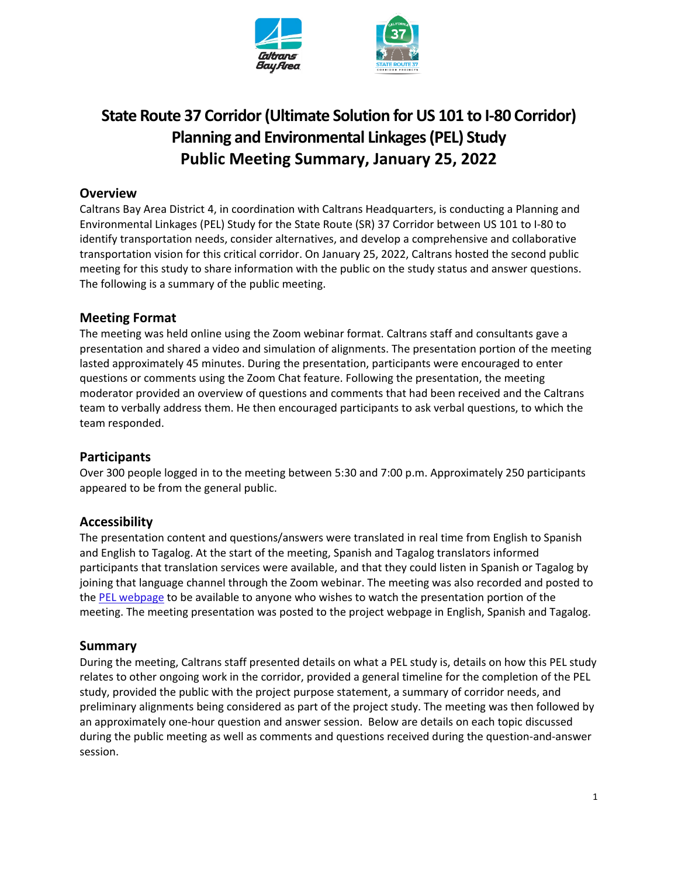# State Route 37 Corridor (Ultimate Solution for US 101 to I-80 Corridor) Planning and Environmental Linkages (PEL) Study Public Meeting Summary, January 25, 2022

## Overview

Caltrans Bay Area District 4, in coordination with Caltrans Headquarters, is conducting a Planning and Environmental Linkages (PEL) Study for the State Route (SR) 37 Corridor between US 101 to I-80 to identify transportation needs, consider alternatives, and develop a comprehensive and collaborative transportation vision for this critical corridor. On January 25, 2022, Caltrans hosted the second public meeting for this study to share information with the public on the study status and answer questions. The following is a summary of the public meeting.

## Meeting Format

The meeting was held online using the Zoom webinar format. Caltrans staff and consultants gave a presentation and shared a video and simulation of alignments. The presentation portion of the meeting lasted approximately 45 minutes. During the presentation, participants were encouraged to enter questions or comments using the Zoom Chat feature. Following the presentation, the meeting moderator provided an overview of questions and comments that had been received and the Caltrans team to verbally address them. He then encouraged participants to ask verbal questions, to which the team responded.

## Participants

Over 300 people logged in to the meeting between 5:30 and 7:00 p.m. Approximately 250 participants appeared to be from the general public.

## Accessibility

The presentation content and questions/answers were translated in real time from English to Spanish and English to Tagalog. At the start of the meeting, Spanish and Tagalog translators informed participants that translation services were available, and that they could listen in Spanish or Tagalog by joining that language channel through the Zoom webinar. The meeting was also recorded and posted to the PEL webpage to be available to anyone who wishes to watch the presentation portion of the meeting. The meeting presentation was posted to the project webpage in English, Spanish and Tagalog.

## Summary

During the meeting, Caltrans staff presented details on what a PEL study is, details on how this PEL study relates to other ongoing work in the corridor, provided a general timeline for the completion of the PEL study, provided the public with the project purpose statement, a summary of corridor needs, and preliminary alignments being considered as part of the project study. The meeting was then followed by an approximately one-hour question and answer session. Below are details on each topic discussed during the public meeting as well as comments and questions received during the question-and-answer session.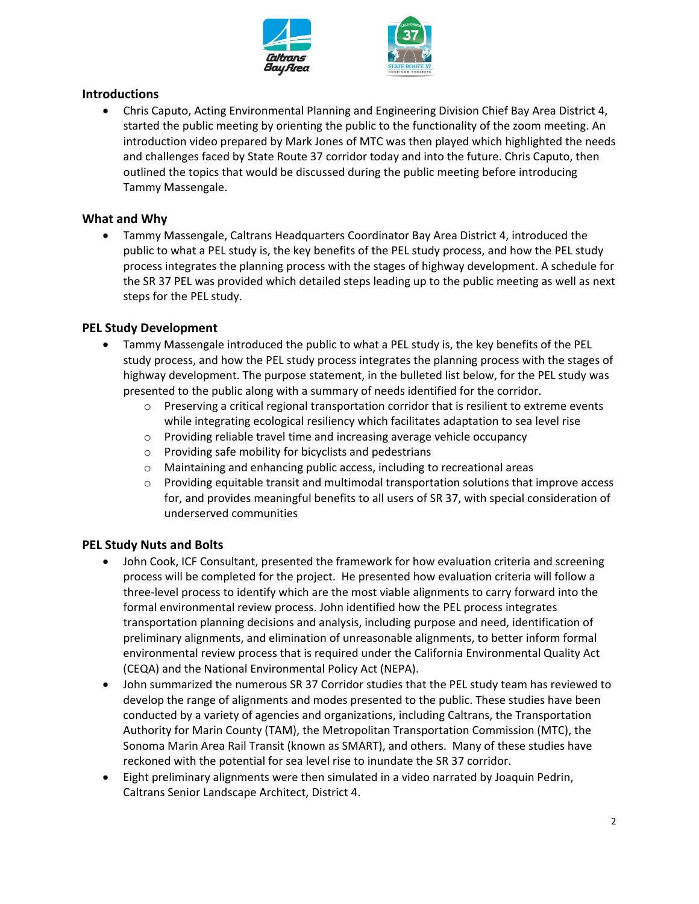## Introductions

- Chris Caputo, Acting Environmental Planning and Engineering Division Chief Bay Area District 4, started the public meeting by orienting the public to the functionality of the zoom meeting. An introduction video prepared by Mark Jones of MTC was then played which highlighted the needs and challenges faced by State Route 37 corridor today and into the future. Chris Caputo, then outlined the topics that would be discussed during the public meeting before introducing Tammy Massengale.

## What and Why

- Tammy Massengale, Caltrans Headquarters Coordinator Bay Area District 4, introduced the public to what a PEL study is, the key benefits of the PEL study process, and how the PEL study process integrates the planning process with the stages of highway development. A schedule for the SR 37 PEL was provided which detailed steps leading up to the public meeting as well as next steps for the PEL study.

## PEL Study Development

- Tammy Massengale introduced the public to what a PEL study is, the key benefits of the PEL study process, and how the PEL study process integrates the planning process with the stages of highway development. The purpose statement, in the bulleted list below, for the PEL study was presented to the public along with a summary of needs identified for the corridor.
  - Preserving a critical regional transportation corridor that is resilient to extreme events while integrating ecological resiliency which facilitates adaptation to sea level rise
  - Providing reliable travel time and increasing average vehicle occupancy
  - Providing safe mobility for bicyclists and pedestrians
  - Maintaining and enhancing public access, including to recreational areas
  - Providing equitable transit and multimodal transportation solutions that improve access for, and provides meaningful benefits to all users of SR 37, with special consideration of underserved communities

## PEL Study Nuts and Bolts

- John Cook, ICF Consultant, presented the framework for how evaluation criteria and screening process will be completed for the project. He presented how evaluation criteria will follow a three-level process to identify which are the most viable alignments to carry forward into the formal environmental review process. John identified how the PEL process integrates transportation planning decisions and analysis, including purpose and need, identification of preliminary alignments, and elimination of unreasonable alignments, to better inform formal environmental review process that is required under the California Environmental Quality Act (CEQA) and the National Environmental Policy Act (NEPA).
- John summarized the numerous SR 37 Corridor studies that the PEL study team has reviewed to develop the range of alignments and modes presented to the public. These studies have been conducted by a variety of agencies and organizations, including Caltrans, the Transportation Authority for Marin County (TAM), the Metropolitan Transportation Commission (MTC), the Sonoma Marin Area Rail Transit (known as SMART), and others. Many of these studies have reckoned with the potential for sea level rise to inundate the SR 37 corridor.
- Eight preliminary alignments were then simulated in a video narrated by Joaquin Pedrin, Caltrans Senior Landscape Architect, District 4.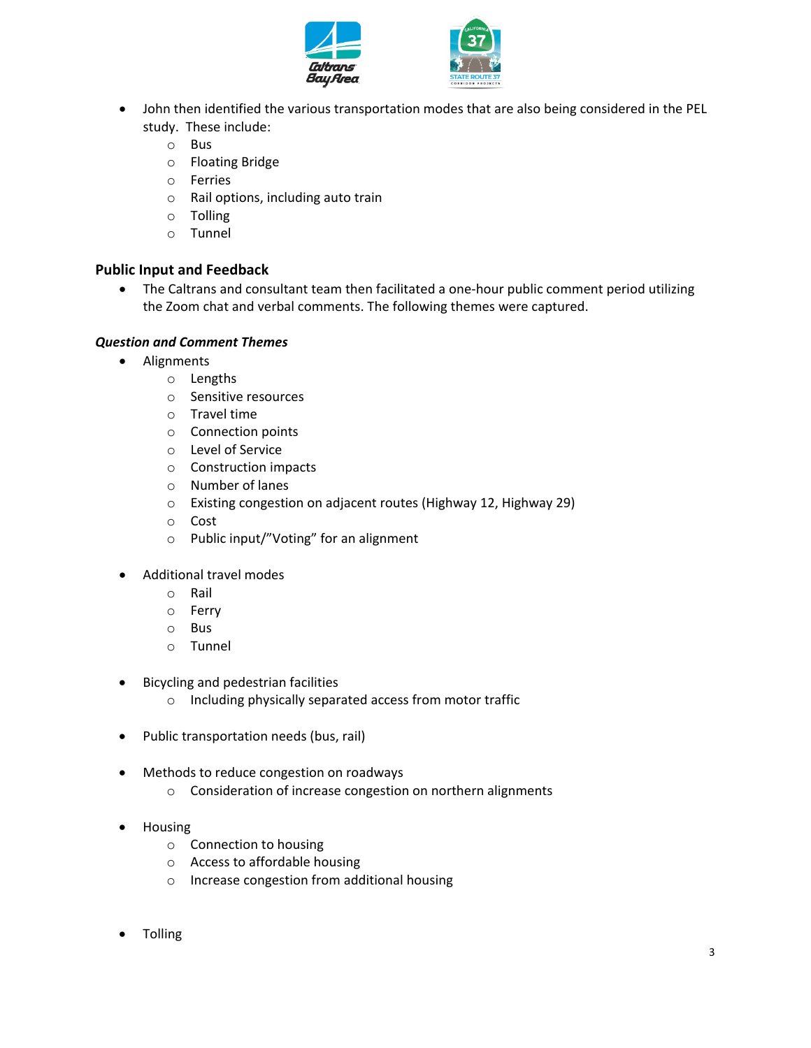- John then identified the various transportation modes that are also being considered in the PEL study. These include:
  - Bus
  - Floating Bridge
  - Ferries
  - Rail options, including auto train
  - Tolling
  - Tunnel

## Public Input and Feedback

- The Caltrans and consultant team then facilitated a one-hour public comment period utilizing the Zoom chat and verbal comments. The following themes were captured.

### *Question and Comment Themes*

- Alignments
  - Lengths
  - Sensitive resources
  - Travel time
  - Connection points
  - Level of Service
  - Construction impacts
  - Number of lanes
  - Existing congestion on adjacent routes (Highway 12, Highway 29)
  - Cost
  - Public input/"Voting" for an alignment

- Additional travel modes
  - Rail
  - Ferry
  - Bus
  - Tunnel

- Bicycling and pedestrian facilities
  - Including physically separated access from motor traffic

- Public transportation needs (bus, rail)

- Methods to reduce congestion on roadways
  - Consideration of increase congestion on northern alignments

- Housing
  - Connection to housing
  - Access to affordable housing
  - Increase congestion from additional housing

- Tolling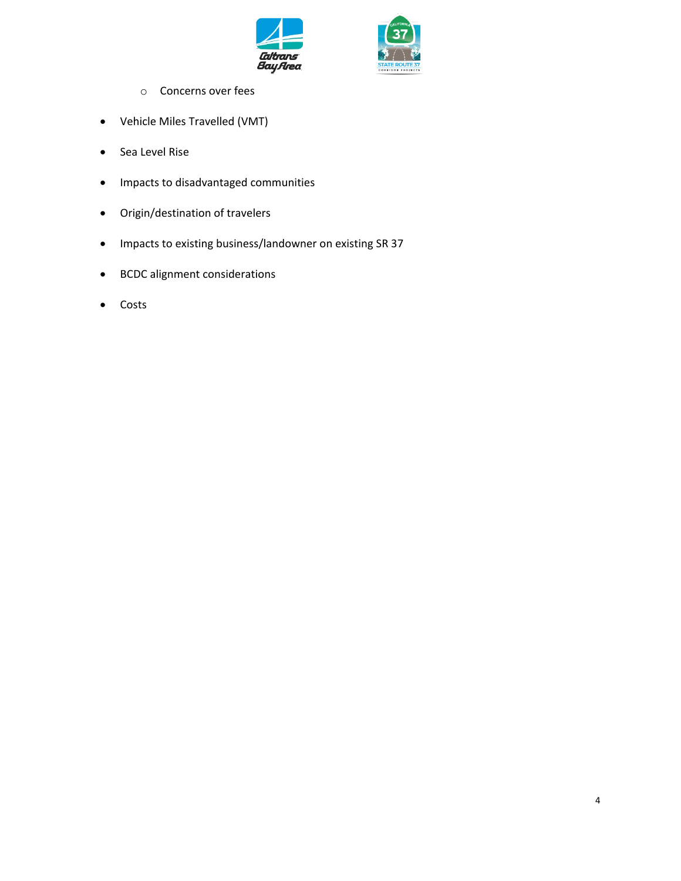- Concerns over fees

- Vehicle Miles Travelled (VMT)
- Sea Level Rise
- Impacts to disadvantaged communities
- Origin/destination of travelers
- Impacts to existing business/landowner on existing SR 37
- BCDC alignment considerations
- Costs